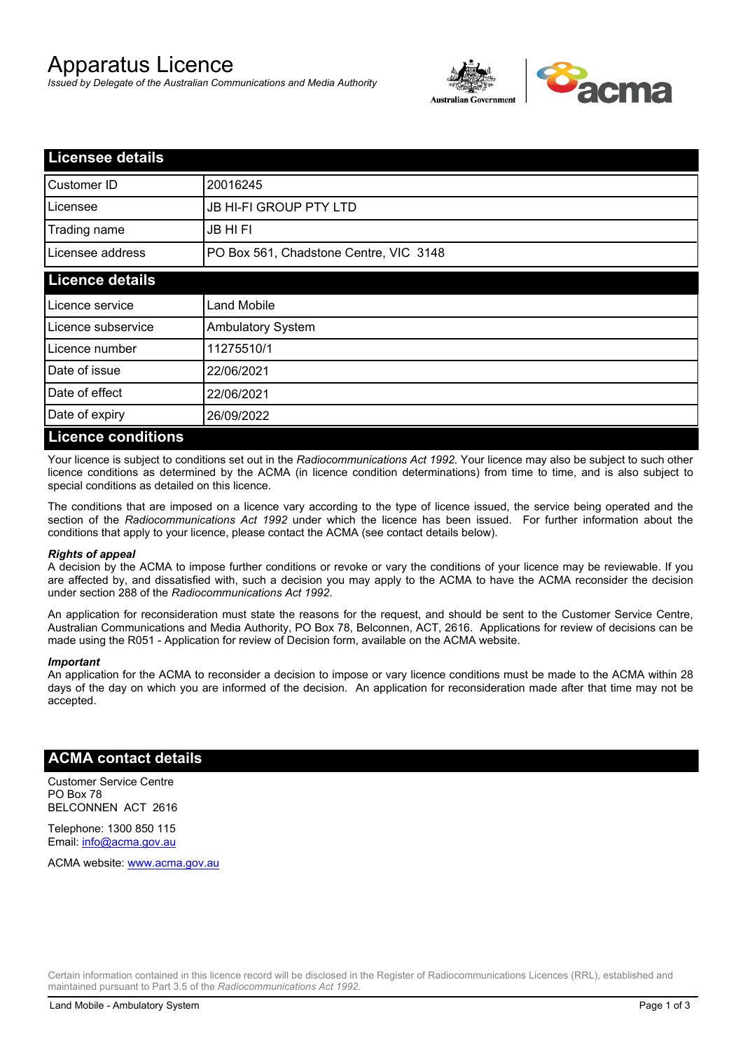# Apparatus Licence

*Issued by Delegate of the Australian Communications and Media Authority*

## Licensee details

| | |
|---|---|
| Customer ID | 20016245 |
| Licensee | JB HI-FI GROUP PTY LTD |
| Trading name | JB HI FI |
| Licensee address | PO Box 561, Chadstone Centre, VIC 3148 |

## Licence details

| | |
|---|---|
| Licence service | Land Mobile |
| Licence subservice | Ambulatory System |
| Licence number | 11275510/1 |
| Date of issue | 22/06/2021 |
| Date of effect | 22/06/2021 |
| Date of expiry | 26/09/2022 |

## Licence conditions

Your licence is subject to conditions set out in the *Radiocommunications Act 1992*. Your licence may also be subject to such other licence conditions as determined by the ACMA (in licence condition determinations) from time to time, and is also subject to special conditions as detailed on this licence.

The conditions that are imposed on a licence vary according to the type of licence issued, the service being operated and the section of the *Radiocommunications Act 1992* under which the licence has been issued. For further information about the conditions that apply to your licence, please contact the ACMA (see contact details below).

***Rights of appeal***

A decision by the ACMA to impose further conditions or revoke or vary the conditions of your licence may be reviewable. If you are affected by, and dissatisfied with, such a decision you may apply to the ACMA to have the ACMA reconsider the decision under section 288 of the *Radiocommunications Act 1992*.

An application for reconsideration must state the reasons for the request, and should be sent to the Customer Service Centre, Australian Communications and Media Authority, PO Box 78, Belconnen, ACT, 2616. Applications for review of decisions can be made using the R051 - Application for review of Decision form, available on the ACMA website.

***Important***

An application for the ACMA to reconsider a decision to impose or vary licence conditions must be made to the ACMA within 28 days of the day on which you are informed of the decision. An application for reconsideration made after that time may not be accepted.

## ACMA contact details

Customer Service Centre
PO Box 78
BELCONNEN ACT 2616

Telephone: 1300 850 115
Email: info@acma.gov.au

ACMA website: www.acma.gov.au

Certain information contained in this licence record will be disclosed in the Register of Radiocommunications Licences (RRL), established and maintained pursuant to Part 3.5 of the *Radiocommunications Act 1992.*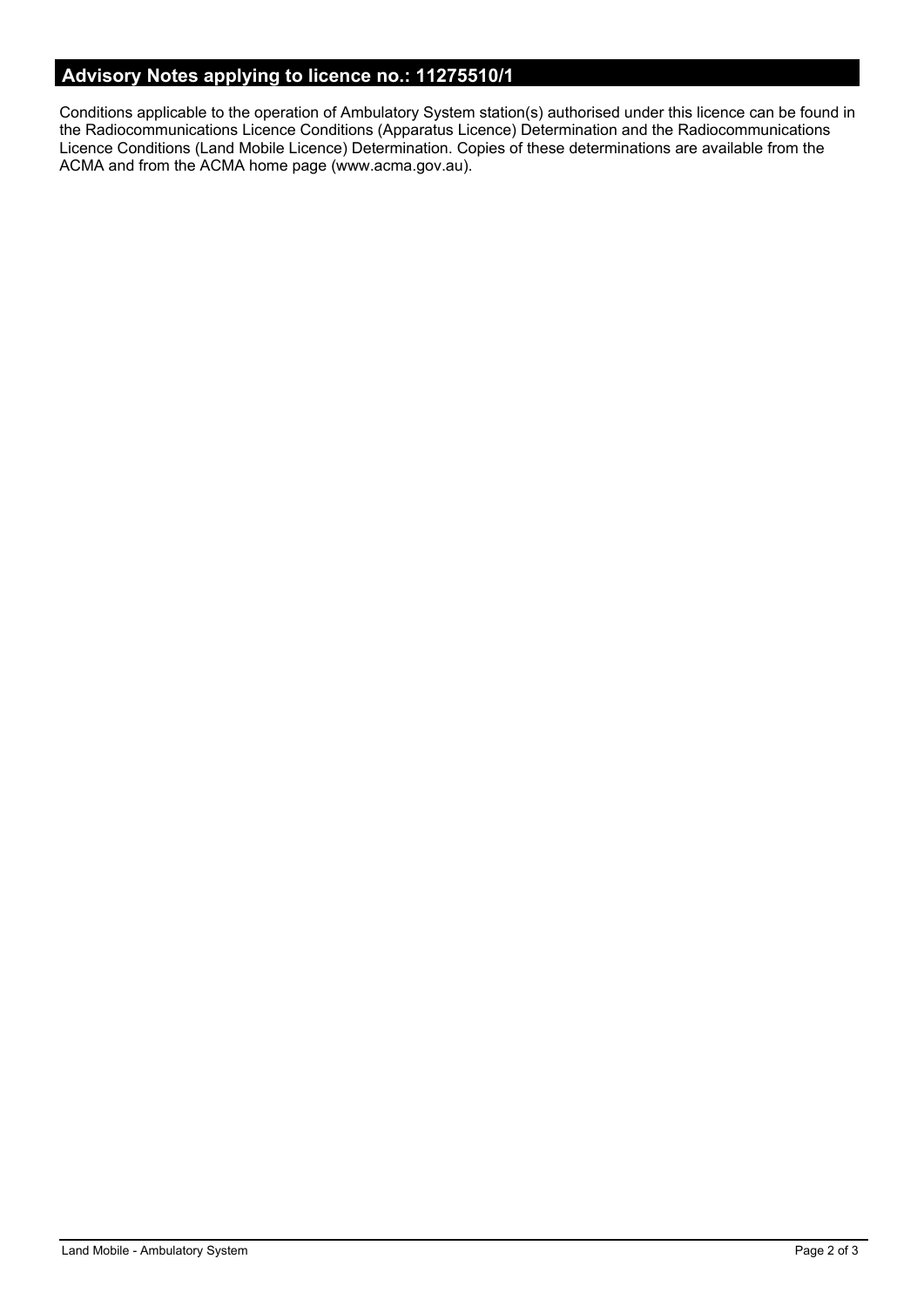## Advisory Notes applying to licence no.: 11275510/1

Conditions applicable to the operation of Ambulatory System station(s) authorised under this licence can be found in the Radiocommunications Licence Conditions (Apparatus Licence) Determination and the Radiocommunications Licence Conditions (Land Mobile Licence) Determination. Copies of these determinations are available from the ACMA and from the ACMA home page (www.acma.gov.au).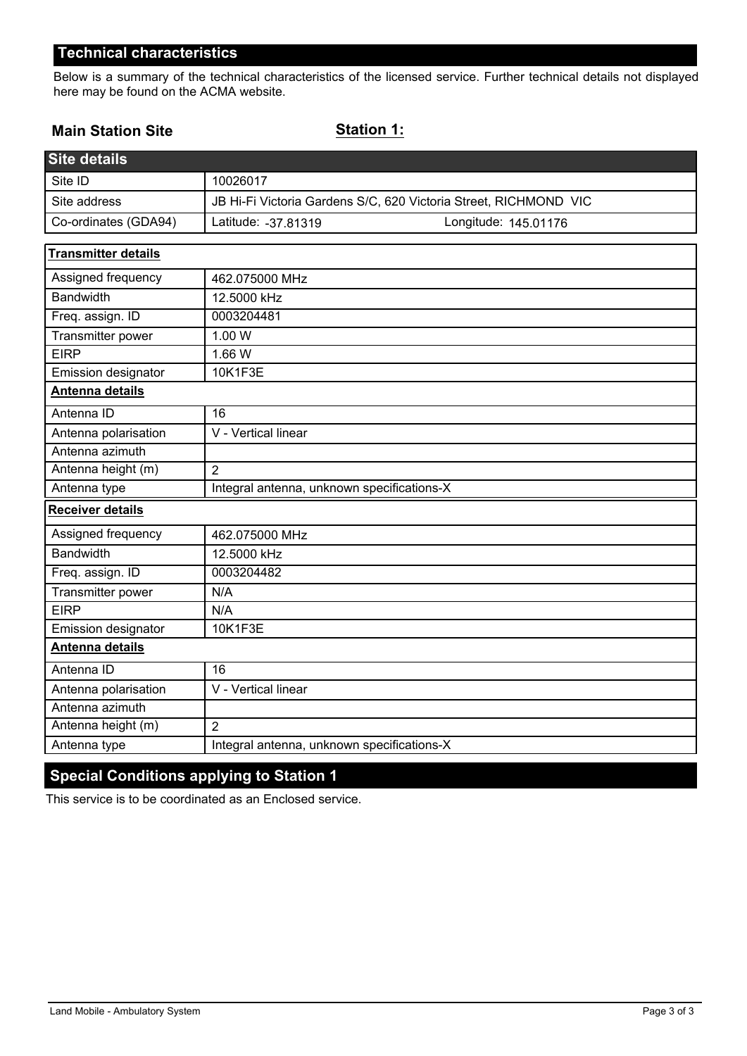## Technical characteristics

Below is a summary of the technical characteristics of the licensed service. Further technical details not displayed here may be found on the ACMA website.

**Main Station Site** **Station 1:**

| Site details | |
|---|---|
| Site ID | 10026017 |
| Site address | JB Hi-Fi Victoria Gardens S/C, 620 Victoria Street, RICHMOND VIC |
| Co-ordinates (GDA94) | Latitude: -37.81319 Longitude: 145.01176 |

| Transmitter details | |
|---|---|
| Assigned frequency | 462.075000 MHz |
| Bandwidth | 12.5000 kHz |
| Freq. assign. ID | 0003204481 |
| Transmitter power | 1.00 W |
| EIRP | 1.66 W |
| Emission designator | 10K1F3E |
| **Antenna details** | |
| Antenna ID | 16 |
| Antenna polarisation | V - Vertical linear |
| Antenna azimuth | |
| Antenna height (m) | 2 |
| Antenna type | Integral antenna, unknown specifications-X |

| Receiver details | |
|---|---|
| Assigned frequency | 462.075000 MHz |
| Bandwidth | 12.5000 kHz |
| Freq. assign. ID | 0003204482 |
| Transmitter power | N/A |
| EIRP | N/A |
| Emission designator | 10K1F3E |
| **Antenna details** | |
| Antenna ID | 16 |
| Antenna polarisation | V - Vertical linear |
| Antenna azimuth | |
| Antenna height (m) | 2 |
| Antenna type | Integral antenna, unknown specifications-X |

## Special Conditions applying to Station 1

This service is to be coordinated as an Enclosed service.